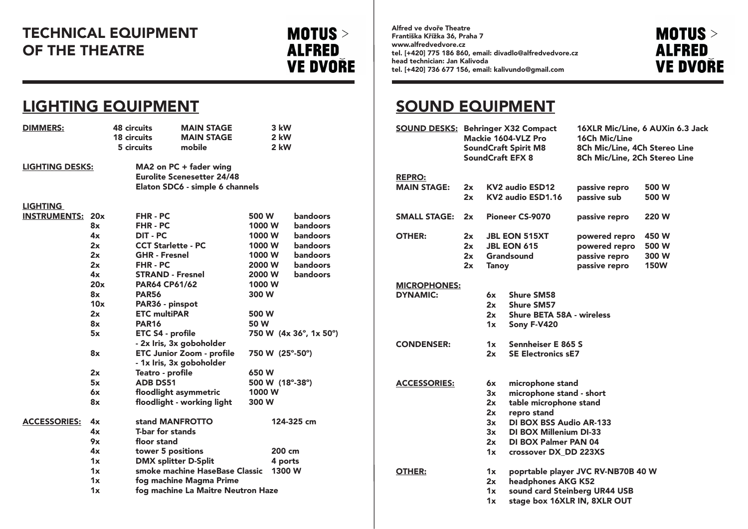# TECHNICAL EQUIPMENT OF THE THEATRE

MOTUS > ALFRED VE DVOŘE

## LIGHTING EQUIPMENT

**DIMMERS:**

| | | |
|---|---|---|
| 48 circuits | MAIN STAGE | 3 kW |
| 18 circuits | MAIN STAGE | 2 kW |
| 5 circuits | mobile | 2 kW |

**LIGHTING DESKS:**

- MA2 on PC + fader wing
- Eurolite Scenesetter 24/48
- Elaton SDC6 - simple 6 channels

**LIGHTING INSTRUMENTS:**

| Qty | Instrument | Power | Note |
|---|---|---|---|
| 20x | FHR - PC | 500 W | bandoors |
| 8x | FHR - PC | 1000 W | bandoors |
| 4x | DIT - PC | 1000 W | bandoors |
| 2x | CCT Starlette - PC | 1000 W | bandoors |
| 2x | GHR - Fresnel | 1000 W | bandoors |
| 2x | FHR - PC | 2000 W | bandoors |
| 4x | STRAND - Fresnel | 2000 W | bandoors |
| 20x | PAR64 CP61/62 | 1000 W | |
| 8x | PAR56 | 300 W | |
| 10x | PAR36 - pinspot | | |
| 2x | ETC multiPAR | 500 W | |
| 8x | PAR16 | 50 W | |
| 5x | ETC S4 - profile - 2x Iris, 3x goboholder | 750 W (4x 36°, 1x 50°) | |
| 8x | ETC Junior Zoom - profile - 1x Iris, 3x goboholder | 750 W (25°-50°) | |
| 2x | Teatro - profile | 650 W | |
| 5x | ADB DS51 | 500 W (18°-38°) | |
| 6x | floodlight asymmetric | 1000 W | |
| 8x | floodlight - working light | 300 W | |

**ACCESSORIES:**

| Qty | Item | Spec |
|---|---|---|
| 4x | stand MANFROTTO | 124-325 cm |
| 4x | T-bar for stands | |
| 9x | floor stand | |
| 4x | tower 5 positions | 200 cm |
| 1x | DMX splitter D-Split | 4 ports |
| 1x | smoke machine HaseBase Classic | 1300 W |
| 1x | fog machine Magma Prime | |
| 1x | fog machine La Maitre Neutron Haze | |

**Alfred ve dvoře Theatre**
**Františka Křížka 36, Praha 7**
**www.alfredvedvore.cz**
**tel. [+420] 775 186 860, email: divadlo@alfredvedvore.cz**
**head technician: Jan Kalivoda**
**tel. [+420] 736 677 156, email: kalivundo@gmail.com**

## SOUND EQUIPMENT

**SOUND DESKS:**

| Desk | Spec |
|---|---|
| Behringer X32 Compact | 16XLR Mic/Line, 6 AUXin 6.3 Jack |
| Mackie 1604-VLZ Pro | 16Ch Mic/Line |
| SoundCraft Spirit M8 | 8Ch Mic/Line, 4Ch Stereo Line |
| SoundCraft EFX 8 | 8Ch Mic/Line, 2Ch Stereo Line |

**REPRO:**

| Location | Qty | Model | Type | Power |
|---|---|---|---|---|
| MAIN STAGE: | 2x | KV2 audio ESD12 | passive repro | 500 W |
| | 2x | KV2 audio ESD1.16 | passive sub | 500 W |
| SMALL STAGE: | 2x | Pioneer CS-9070 | passive repro | 220 W |
| OTHER: | 2x | JBL EON 515XT | powered repro | 450 W |
| | 2x | JBL EON 615 | powered repro | 500 W |
| | 2x | Grandsound | passive repro | 300 W |
| | 2x | Tanoy | passive repro | 150W |

**MICROPHONES:**

**DYNAMIC:**

- 6x Shure SM58
- 2x Shure SM57
- 2x Shure BETA 58A - wireless
- 1x Sony F-V420

**CONDENSER:**

- 1x Sennheiser E 865 S
- 2x SE Electronics sE7

**ACCESSORIES:**

- 6x microphone stand
- 3x microphone stand - short
- 2x table microphone stand
- 2x repro stand
- 3x DI BOX BSS Audio AR-133
- 3x DI BOX Millenium DI-33
- 2x DI BOX Palmer PAN 04
- 1x crossover DX_DD 223XS

**OTHER:**

- 1x poprtable player JVC RV-NB70B 40 W
- 2x headphones AKG K52
- 1x sound card Steinberg UR44 USB
- 1x stage box 16XLR IN, 8XLR OUT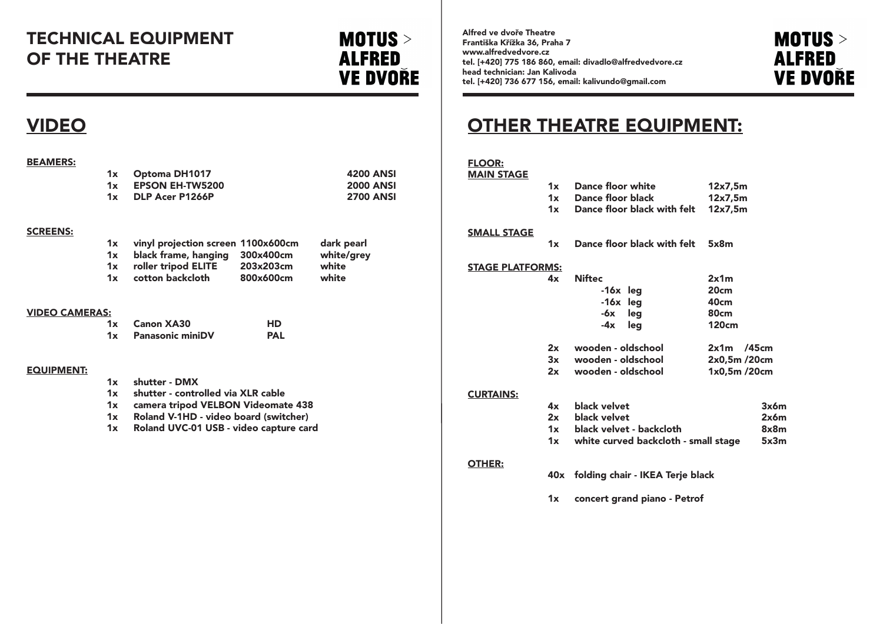# TECHNICAL EQUIPMENT OF THE THEATRE

MOTUS > ALFRED VE DVOŘE

## VIDEO

**BEAMERS:**

| | | |
|---|---|---|
| 1x | Optoma DH1017 | 4200 ANSI |
| 1x | EPSON EH-TW5200 | 2000 ANSI |
| 1x | DLP Acer P1266P | 2700 ANSI |

**SCREENS:**

| | | | |
|---|---|---|---|
| 1x | vinyl projection screen | 1100x600cm | dark pearl |
| 1x | black frame, hanging | 300x400cm | white/grey |
| 1x | roller tripod ELITE | 203x203cm | white |
| 1x | cotton backcloth | 800x600cm | white |

**VIDEO CAMERAS:**

| | | |
|---|---|---|
| 1x | Canon XA30 | HD |
| 1x | Panasonic miniDV | PAL |

**EQUIPMENT:**

- 1x shutter - DMX
- 1x shutter - controlled via XLR cable
- 1x camera tripod VELBON Videomate 438
- 1x Roland V-1HD - video board (switcher)
- 1x Roland UVC-01 USB - video capture card

**Alfred ve dvoře Theatre**
**Františka Křížka 36, Praha 7**
**www.alfredvedvore.cz**
**tel. [+420] 775 186 860, email: divadlo@alfredvedvore.cz**
**head technician: Jan Kalivoda**
**tel. [+420] 736 677 156, email: kalivundo@gmail.com**

MOTUS > ALFRED VE DVOŘE

## OTHER THEATRE EQUIPMENT:

**FLOOR:**

**MAIN STAGE**

| | | |
|---|---|---|
| 1x | Dance floor white | 12x7,5m |
| 1x | Dance floor black | 12x7,5m |
| 1x | Dance floor black with felt | 12x7,5m |

**SMALL STAGE**

| | | |
|---|---|---|
| 1x | Dance floor black with felt | 5x8m |

**STAGE PLATFORMS:**

| | | |
|---|---|---|
| 4x | Niftec | 2x1m |
| | -16x leg | 20cm |
| | -16x leg | 40cm |
| | -6x leg | 80cm |
| | -4x leg | 120cm |
| 2x | wooden - oldschool | 2x1m /45cm |
| 3x | wooden - oldschool | 2x0,5m /20cm |
| 2x | wooden - oldschool | 1x0,5m /20cm |

**CURTAINS:**

| | | |
|---|---|---|
| 4x | black velvet | 3x6m |
| 2x | black velvet | 2x6m |
| 1x | black velvet - backcloth | 8x8m |
| 1x | white curved backcloth - small stage | 5x3m |

**OTHER:**

- 40x folding chair - IKEA Terje black
- 1x concert grand piano - Petrof